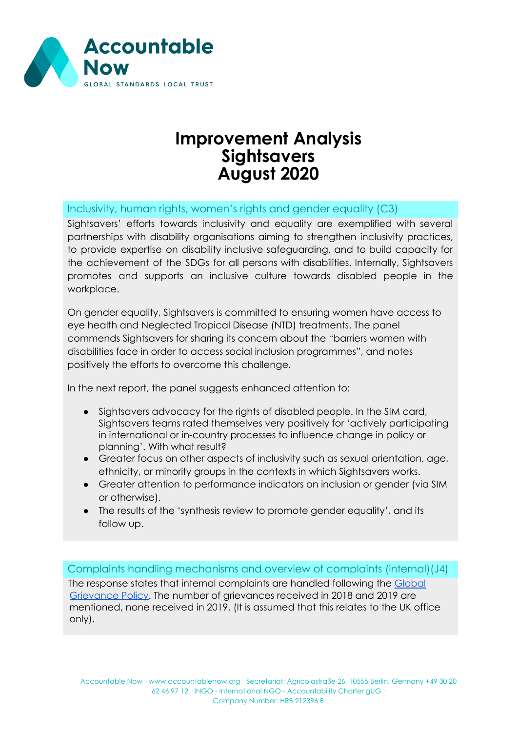# Improvement Analysis
# Sightsavers
# August 2020

## Inclusivity, human rights, women's rights and gender equality (C3)

Sightsavers' efforts towards inclusivity and equality are exemplified with several partnerships with disability organisations aiming to strengthen inclusivity practices, to provide expertise on disability inclusive safeguarding, and to build capacity for the achievement of the SDGs for all persons with disabilities. Internally, Sightsavers promotes and supports an inclusive culture towards disabled people in the workplace.

On gender equality, Sightsavers is committed to ensuring women have access to eye health and Neglected Tropical Disease (NTD) treatments. The panel commends Sightsavers for sharing its concern about the "barriers women with disabilities face in order to access social inclusion programmes", and notes positively the efforts to overcome this challenge.

In the next report, the panel suggests enhanced attention to:

- Sightsavers advocacy for the rights of disabled people. In the SIM card, Sightsavers teams rated themselves very positively for 'actively participating in international or in-country processes to influence change in policy or planning'. With what result?
- Greater focus on other aspects of inclusivity such as sexual orientation, age, ethnicity, or minority groups in the contexts in which Sightsavers works.
- Greater attention to performance indicators on inclusion or gender (via SIM or otherwise).
- The results of the 'synthesis review to promote gender equality', and its follow up.

## Complaints handling mechanisms and overview of complaints (internal)(J4)

The response states that internal complaints are handled following the Global Grievance Policy. The number of grievances received in 2018 and 2019 are mentioned, none received in 2019. (It is assumed that this relates to the UK office only).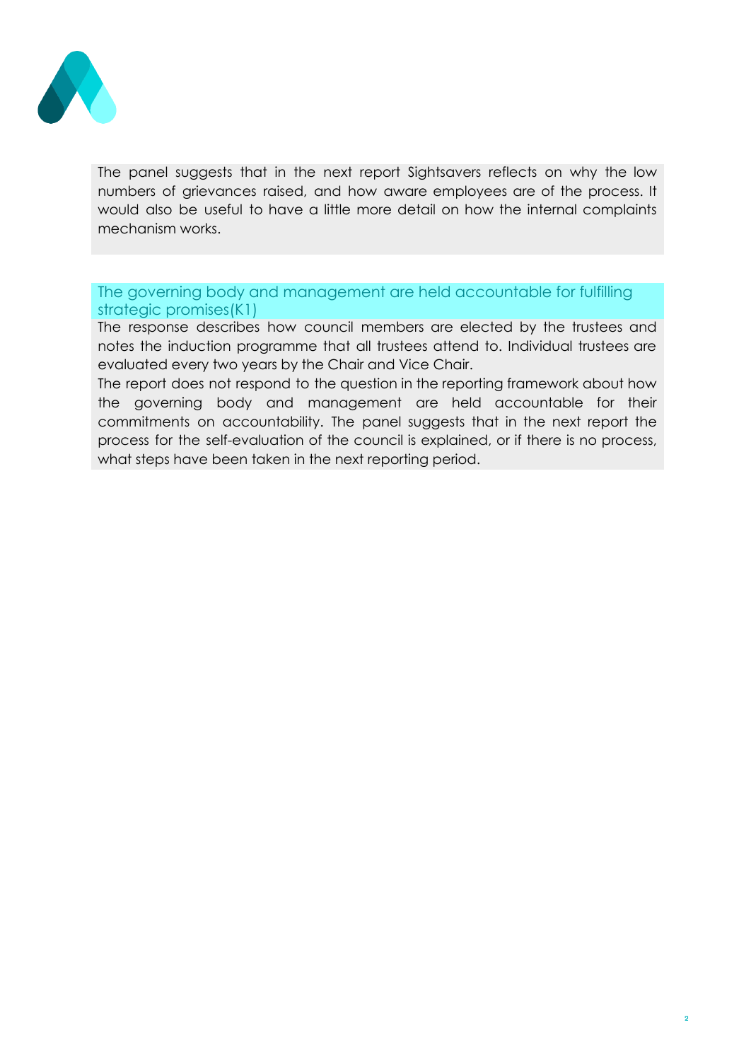The panel suggests that in the next report Sightsavers reflects on why the low numbers of grievances raised, and how aware employees are of the process. It would also be useful to have a little more detail on how the internal complaints mechanism works.

## The governing body and management are held accountable for fulfilling strategic promises(K1)

The response describes how council members are elected by the trustees and notes the induction programme that all trustees attend to. Individual trustees are evaluated every two years by the Chair and Vice Chair.

The report does not respond to the question in the reporting framework about how the governing body and management are held accountable for their commitments on accountability. The panel suggests that in the next report the process for the self-evaluation of the council is explained, or if there is no process, what steps have been taken in the next reporting period.